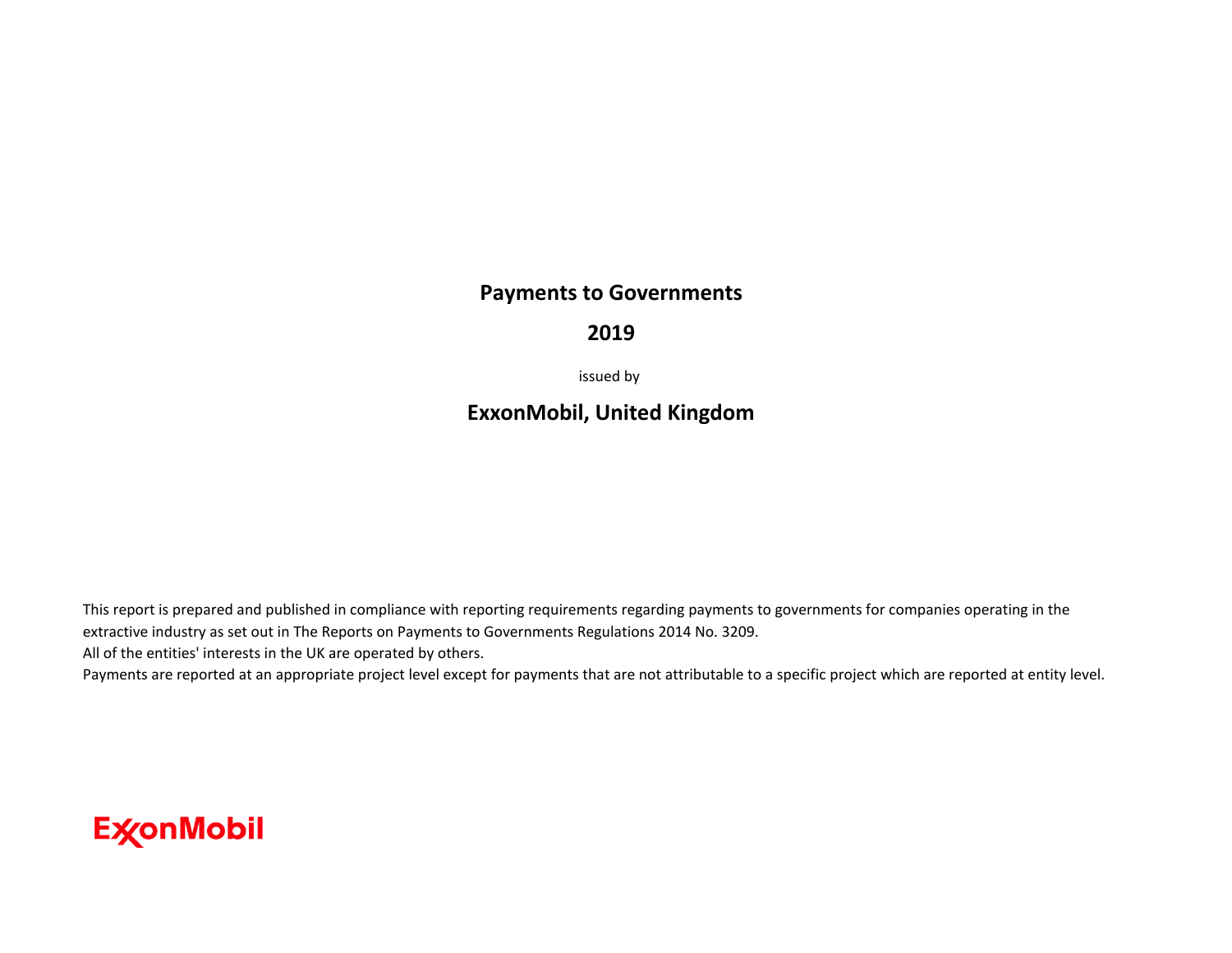# Payments to Governments

## 2019

issued by

## ExxonMobil, United Kingdom

This report is prepared and published in compliance with reporting requirements regarding payments to governments for companies operating in the extractive industry as set out in The Reports on Payments to Governments Regulations 2014 No. 3209.
All of the entities' interests in the UK are operated by others.
Payments are reported at an appropriate project level except for payments that are not attributable to a specific project which are reported at entity level.

ExxonMobil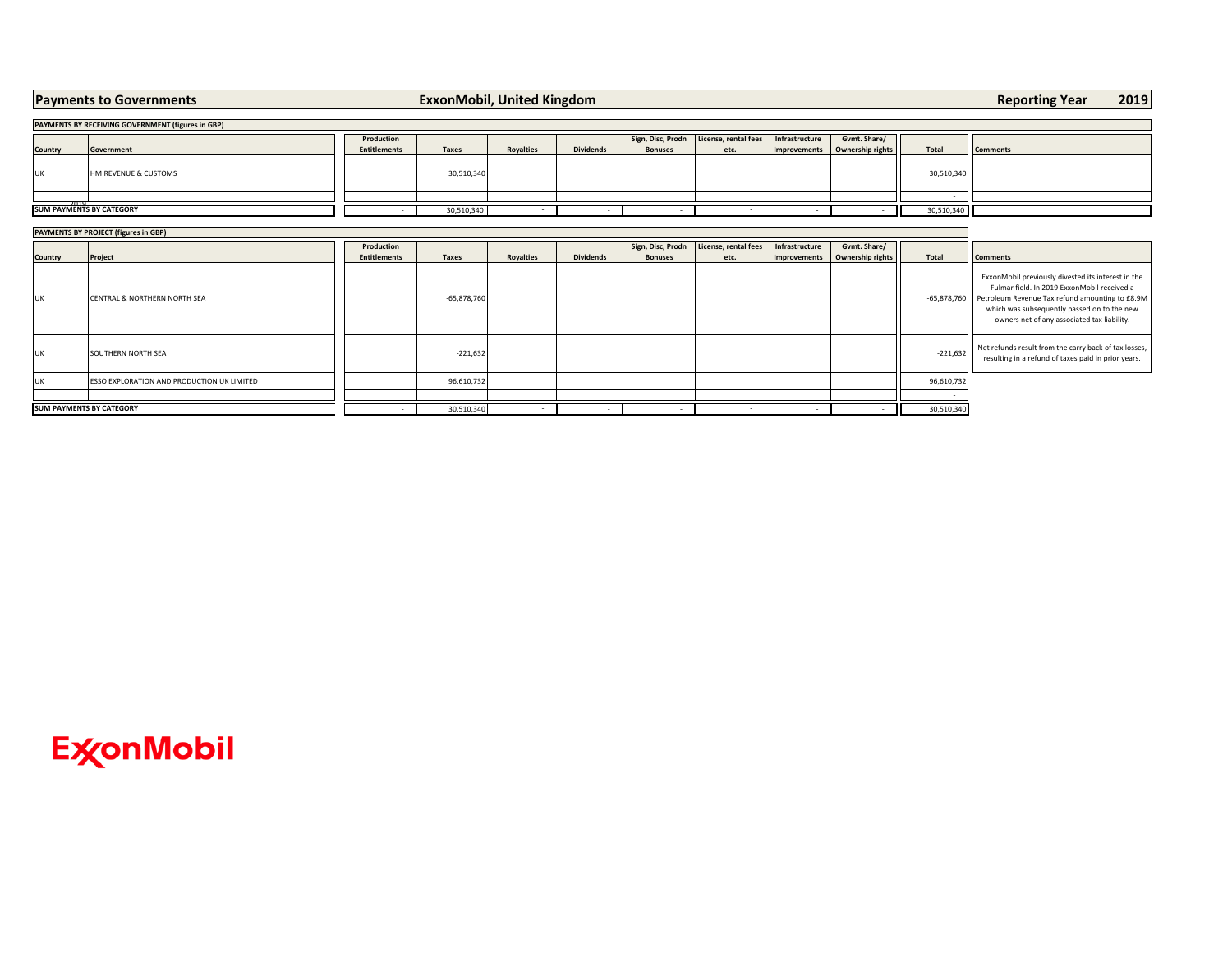# Payments to Governments

**ExxonMobil, United Kingdom**

**Reporting Year 2019**

**PAYMENTS BY RECEIVING GOVERNMENT (figures in GBP)**

| Country | Government | Production Entitlements | Taxes | Royalties | Dividends | Sign, Disc, Prodn Bonuses | License, rental fees etc. | Infrastructure Improvements | Gvmt. Share/ Ownership rights | Total | Comments |
|---|---|---|---|---|---|---|---|---|---|---|---|
| UK | HM REVENUE & CUSTOMS | | 30,510,340 | | | | | | | 30,510,340 | |
| | | | | | | | | | | - | |
| **SUM PAYMENTS BY CATEGORY** | | - | 30,510,340 | - | - | - | - | - | - | 30,510,340 | |

**PAYMENTS BY PROJECT (figures in GBP)**

| Country | Project | Production Entitlements | Taxes | Royalties | Dividends | Sign, Disc, Prodn Bonuses | License, rental fees etc. | Infrastructure Improvements | Gvmt. Share/ Ownership rights | Total | Comments |
|---|---|---|---|---|---|---|---|---|---|---|---|
| UK | CENTRAL & NORTHERN NORTH SEA | | -65,878,760 | | | | | | | -65,878,760 | ExxonMobil previously divested its interest in the Fulmar field. In 2019 ExxonMobil received a Petroleum Revenue Tax refund amounting to £8.9M which was subsequently passed on to the new owners net of any associated tax liability. |
| UK | SOUTHERN NORTH SEA | | -221,632 | | | | | | | -221,632 | Net refunds result from the carry back of tax losses, resulting in a refund of taxes paid in prior years. |
| UK | ESSO EXPLORATION AND PRODUCTION UK LIMITED | | 96,610,732 | | | | | | | 96,610,732 | |
| | | | | | | | | | | - | |
| **SUM PAYMENTS BY CATEGORY** | | - | 30,510,340 | - | - | - | - | - | - | 30,510,340 | |

ExxonMobil